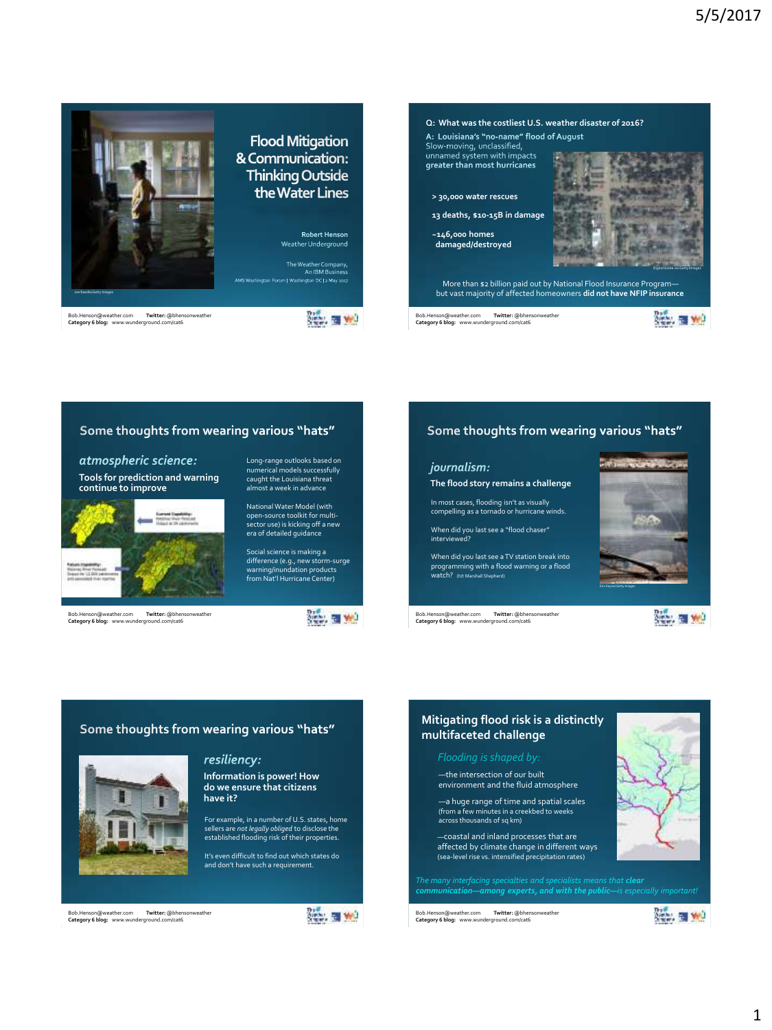# Flood Mitigation & Communication: Thinking Outside the Water Lines

Robert Henson
Weather Underground

The Weather Company, An IBM Business
AMS Washington Forum | Washington DC | 2 May 2017

Joe Raedle/Getty Images

Bob.Henson@weather.com Twitter: @bhensonweather
Category 6 blog: www.wunderground.com/cat6

---

Q: What was the costliest U.S. weather disaster of 2016?

A: Louisiana's "no-name" flood of August

Slow-moving, unclassified, unnamed system with impacts **greater than most hurricanes**

- > 30,000 water rescues
- 13 deaths, $10-15B in damage
- ~146,000 homes damaged/destroyed

Digital Globe via Getty Images

More than $2 billion paid out by National Flood Insurance Program—but vast majority of affected homeowners **did not have NFIP insurance**

Bob.Henson@weather.com Twitter: @bhensonweather
Category 6 blog: www.wunderground.com/cat6

---

## Some thoughts from wearing various "hats"

### *atmospheric science:*

**Tools for prediction and warning continue to improve**

Current Capability: Potomac River Forecast Output at 29 catchments

Future Capability: Potomac River Forecast Output for 12,000 catchments and associated river reaches

Long-range outlooks based on numerical models successfully caught the Louisiana threat almost a week in advance

National Water Model (with open-source toolkit for multi-sector use) is kicking off a new era of detailed guidance

Social science is making a difference (e.g., new storm-surge warning/inundation products from Nat'l Hurricane Center)

Bob.Henson@weather.com Twitter: @bhensonweather
Category 6 blog: www.wunderground.com/cat6

---

## Some thoughts from wearing various "hats"

### *journalism:*

**The flood story remains a challenge**

In most cases, flooding isn't as visually compelling as a tornado or hurricane winds.

When did you last see a "flood chaser" interviewed?

When did you last see a TV station break into programming with a flood warning or a flood watch? (h/t Marshall Shepherd)

Eric Kayne/Getty Images

Bob.Henson@weather.com Twitter: @bhensonweather
Category 6 blog: www.wunderground.com/cat6

---

## Some thoughts from wearing various "hats"

### *resiliency:*

**Information is power! How do we ensure that citizens have it?**

For example, in a number of U.S. states, home sellers are *not legally obliged* to disclose the established flooding risk of their properties.

It's even difficult to find out which states do and don't have such a requirement.

Bob.Henson@weather.com Twitter: @bhensonweather
Category 6 blog: www.wunderground.com/cat6

---

## Mitigating flood risk is a distinctly multifaceted challenge

*Flooding is shaped by:*

—the intersection of our built environment and the fluid atmosphere

—a huge range of time and spatial scales (from a few minutes in a creekbed to weeks across thousands of sq km)

—coastal and inland processes that are affected by climate change in different ways (sea-level rise vs. intensified precipitation rates)

*The many interfacing specialties and specialists means that* ***clear communication—among experts, and with the public****—is especially important!*

Bob.Henson@weather.com Twitter: @bhensonweather
Category 6 blog: www.wunderground.com/cat6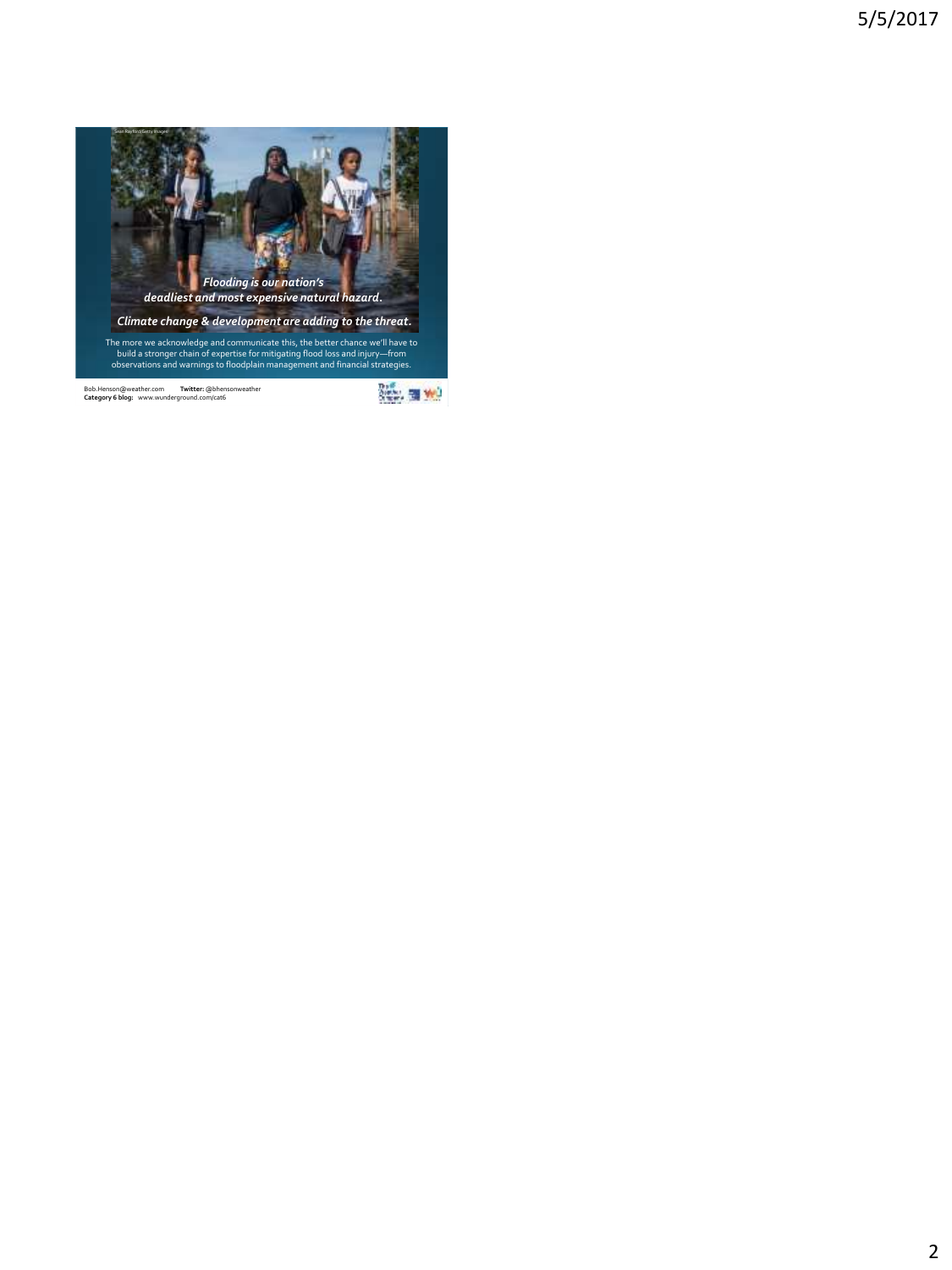Sean Rayford/Getty Images

*Flooding is our nation's deadliest and most expensive natural hazard.*

*Climate change & development are adding to the threat.*

The more we acknowledge and communicate this, the better chance we'll have to build a stronger chain of expertise for mitigating flood loss and injury—from observations and warnings to floodplain management and financial strategies.

Bob.Henson@weather.com **Twitter:** @bhensonweather
**Category 6 blog:** www.wunderground.com/cat6